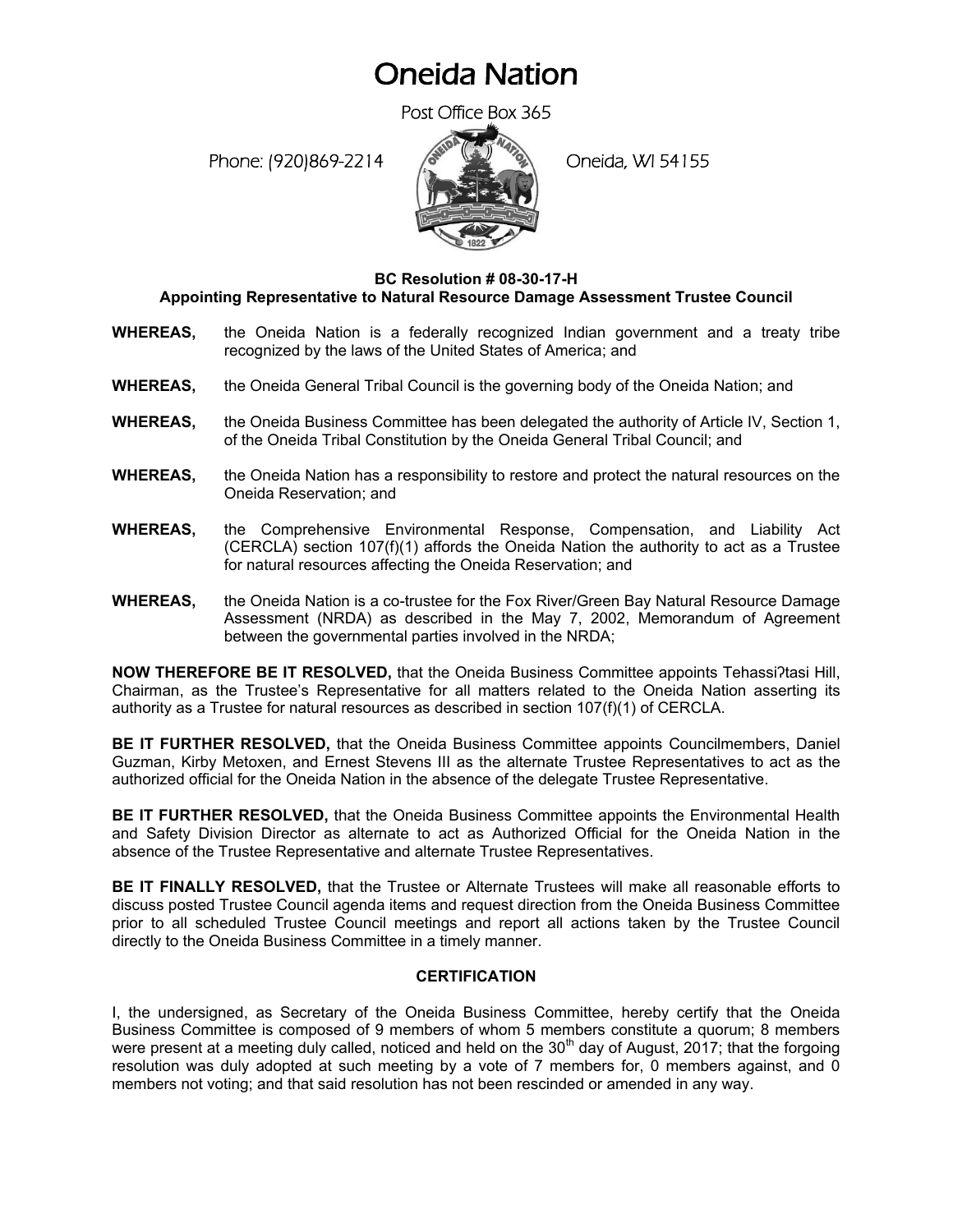# Oneida Nation

Post Office Box 365

Phone: (920)869-2214 Oneida, WI 54155

**BC Resolution # 08-30-17-H**
**Appointing Representative to Natural Resource Damage Assessment Trustee Council**

**WHEREAS,** the Oneida Nation is a federally recognized Indian government and a treaty tribe recognized by the laws of the United States of America; and

**WHEREAS,** the Oneida General Tribal Council is the governing body of the Oneida Nation; and

**WHEREAS,** the Oneida Business Committee has been delegated the authority of Article IV, Section 1, of the Oneida Tribal Constitution by the Oneida General Tribal Council; and

**WHEREAS,** the Oneida Nation has a responsibility to restore and protect the natural resources on the Oneida Reservation; and

**WHEREAS,** the Comprehensive Environmental Response, Compensation, and Liability Act (CERCLA) section 107(f)(1) affords the Oneida Nation the authority to act as a Trustee for natural resources affecting the Oneida Reservation; and

**WHEREAS,** the Oneida Nation is a co-trustee for the Fox River/Green Bay Natural Resource Damage Assessment (NRDA) as described in the May 7, 2002, Memorandum of Agreement between the governmental parties involved in the NRDA;

**NOW THEREFORE BE IT RESOLVED,** that the Oneida Business Committee appoints Tehassiʔtasi Hill, Chairman, as the Trustee's Representative for all matters related to the Oneida Nation asserting its authority as a Trustee for natural resources as described in section 107(f)(1) of CERCLA.

**BE IT FURTHER RESOLVED,** that the Oneida Business Committee appoints Councilmembers, Daniel Guzman, Kirby Metoxen, and Ernest Stevens III as the alternate Trustee Representatives to act as the authorized official for the Oneida Nation in the absence of the delegate Trustee Representative.

**BE IT FURTHER RESOLVED,** that the Oneida Business Committee appoints the Environmental Health and Safety Division Director as alternate to act as Authorized Official for the Oneida Nation in the absence of the Trustee Representative and alternate Trustee Representatives.

**BE IT FINALLY RESOLVED,** that the Trustee or Alternate Trustees will make all reasonable efforts to discuss posted Trustee Council agenda items and request direction from the Oneida Business Committee prior to all scheduled Trustee Council meetings and report all actions taken by the Trustee Council directly to the Oneida Business Committee in a timely manner.

**CERTIFICATION**

I, the undersigned, as Secretary of the Oneida Business Committee, hereby certify that the Oneida Business Committee is composed of 9 members of whom 5 members constitute a quorum; 8 members were present at a meeting duly called, noticed and held on the 30th day of August, 2017; that the forgoing resolution was duly adopted at such meeting by a vote of 7 members for, 0 members against, and 0 members not voting; and that said resolution has not been rescinded or amended in any way.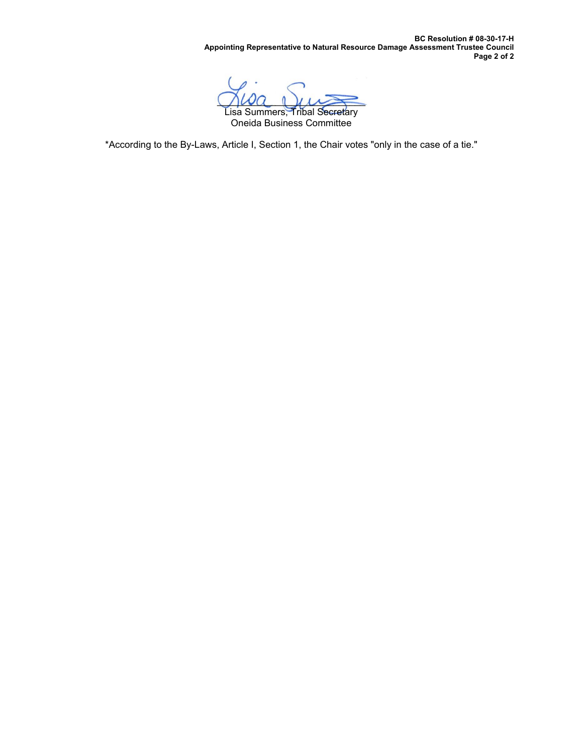Lisa Summers, Tribal Secretary
Oneida Business Committee

*According to the By-Laws, Article I, Section 1, the Chair votes "only in the case of a tie."